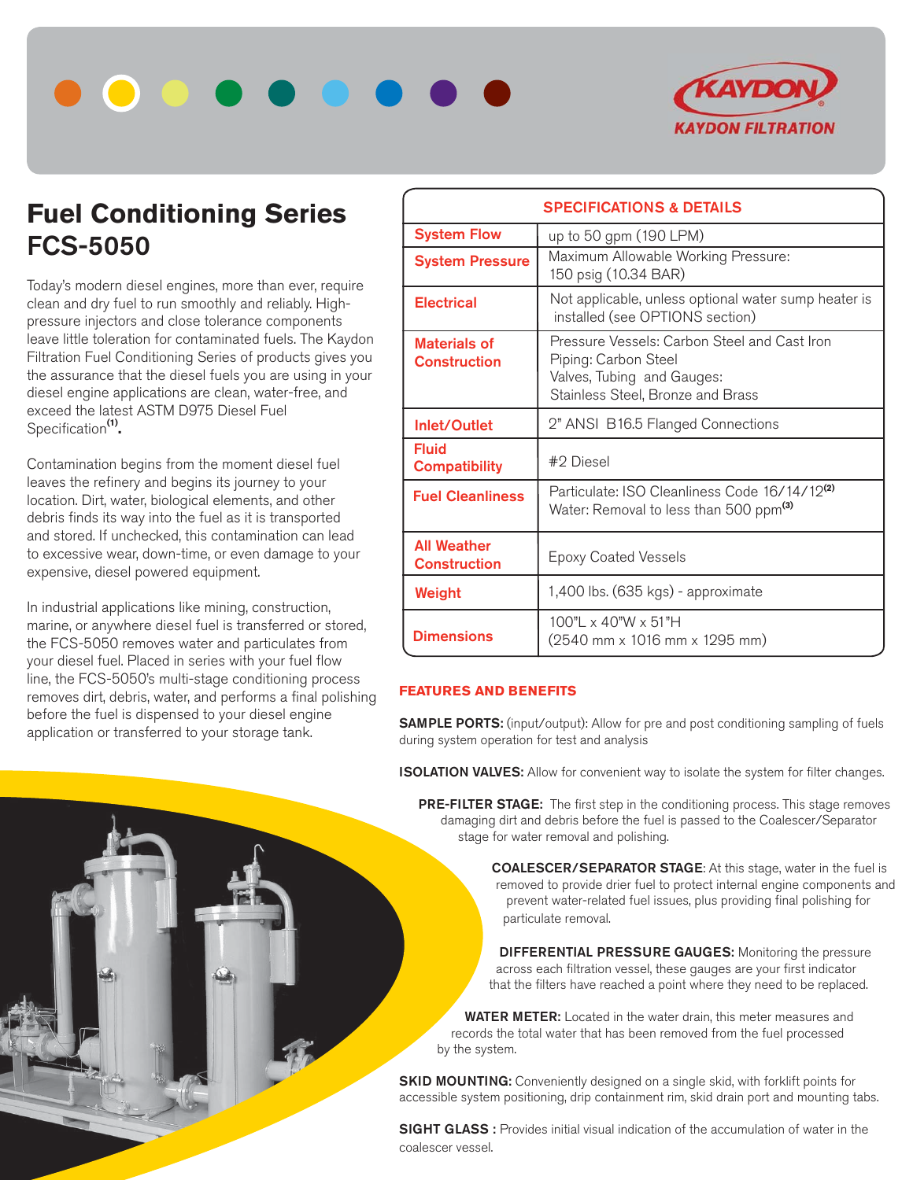# Fuel Conditioning Series FCS-5050

Today's modern diesel engines, more than ever, require clean and dry fuel to run smoothly and reliably. High-pressure injectors and close tolerance components leave little toleration for contaminated fuels. The Kaydon Filtration Fuel Conditioning Series of products gives you the assurance that the diesel fuels you are using in your diesel engine applications are clean, water-free, and exceed the latest ASTM D975 Diesel Fuel Specification[1].

Contamination begins from the moment diesel fuel leaves the refinery and begins its journey to your location. Dirt, water, biological elements, and other debris finds its way into the fuel as it is transported and stored. If unchecked, this contamination can lead to excessive wear, down-time, or even damage to your expensive, diesel powered equipment.

In industrial applications like mining, construction, marine, or anywhere diesel fuel is transferred or stored, the FCS-5050 removes water and particulates from your diesel fuel. Placed in series with your fuel flow line, the FCS-5050's multi-stage conditioning process removes dirt, debris, water, and performs a final polishing before the fuel is dispensed to your diesel engine application or transferred to your storage tank.

| SPECIFICATIONS & DETAILS | |
|---|---|
| System Flow | up to 50 gpm (190 LPM) |
| System Pressure | Maximum Allowable Working Pressure: 150 psig (10.34 BAR) |
| Electrical | Not applicable, unless optional water sump heater is installed (see OPTIONS section) |
| Materials of Construction | Pressure Vessels: Carbon Steel and Cast Iron<br>Piping: Carbon Steel<br>Valves, Tubing and Gauges: Stainless Steel, Bronze and Brass |
| Inlet/Outlet | 2" ANSI B16.5 Flanged Connections |
| Fluid Compatibility | #2 Diesel |
| Fuel Cleanliness | Particulate: ISO Cleanliness Code 16/14/12[2]<br>Water: Removal to less than 500 ppm[3] |
| All Weather Construction | Epoxy Coated Vessels |
| Weight | 1,400 lbs. (635 kgs) - approximate |
| Dimensions | 100"L x 40"W x 51"H (2540 mm x 1016 mm x 1295 mm) |

## FEATURES AND BENEFITS

**SAMPLE PORTS:** (input/output): Allow for pre and post conditioning sampling of fuels during system operation for test and analysis

**ISOLATION VALVES:** Allow for convenient way to isolate the system for filter changes.

**PRE-FILTER STAGE:** The first step in the conditioning process. This stage removes damaging dirt and debris before the fuel is passed to the Coalescer/Separator stage for water removal and polishing.

**COALESCER/SEPARATOR STAGE**: At this stage, water in the fuel is removed to provide drier fuel to protect internal engine components and prevent water-related fuel issues, plus providing final polishing for particulate removal.

**DIFFERENTIAL PRESSURE GAUGES:** Monitoring the pressure across each filtration vessel, these gauges are your first indicator that the filters have reached a point where they need to be replaced.

**WATER METER:** Located in the water drain, this meter measures and records the total water that has been removed from the fuel processed by the system.

**SKID MOUNTING:** Conveniently designed on a single skid, with forklift points for accessible system positioning, drip containment rim, skid drain port and mounting tabs.

**SIGHT GLASS :** Provides initial visual indication of the accumulation of water in the coalescer vessel.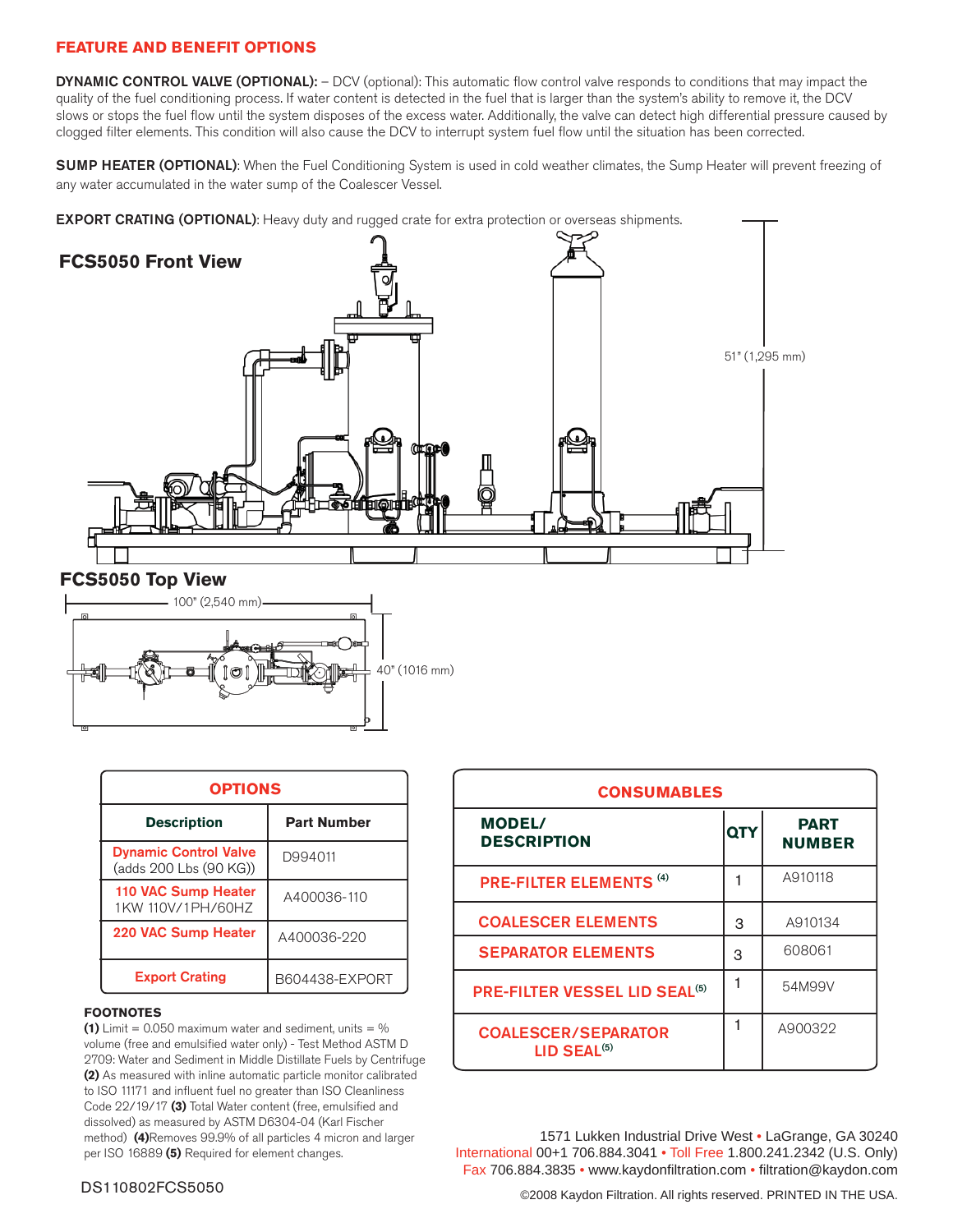## FEATURE AND BENEFIT OPTIONS

**DYNAMIC CONTROL VALVE (OPTIONAL):** – DCV (optional): This automatic flow control valve responds to conditions that may impact the quality of the fuel conditioning process. If water content is detected in the fuel that is larger than the system's ability to remove it, the DCV slows or stops the fuel flow until the system disposes of the excess water. Additionally, the valve can detect high differential pressure caused by clogged filter elements. This condition will also cause the DCV to interrupt system fuel flow until the situation has been corrected.

**SUMP HEATER (OPTIONAL)**: When the Fuel Conditioning System is used in cold weather climates, the Sump Heater will prevent freezing of any water accumulated in the water sump of the Coalescer Vessel.

**EXPORT CRATING (OPTIONAL)**: Heavy duty and rugged crate for extra protection or overseas shipments.

### FCS5050 Front View

51" (1,295 mm)

### FCS5050 Top View

100" (2,540 mm)

40" (1016 mm)

| OPTIONS | |
|---|---|
| **Description** | **Part Number** |
| Dynamic Control Valve (adds 200 Lbs (90 KG)) | D994011 |
| 110 VAC Sump Heater 1KW 110V/1PH/60HZ | A400036-110 |
| 220 VAC Sump Heater | A400036-220 |
| Export Crating | B604438-EXPORT |

| CONSUMABLES | | |
|---|---|---|
| **MODEL/ DESCRIPTION** | **QTY** | **PART NUMBER** |
| PRE-FILTER ELEMENTS [4] | 1 | A910118 |
| COALESCER ELEMENTS | 3 | A910134 |
| SEPARATOR ELEMENTS | 3 | 608061 |
| PRE-FILTER VESSEL LID SEAL[5] | 1 | 54M99V |
| COALESCER/SEPARATOR LID SEAL[5] | 1 | A900322 |

**FOOTNOTES**

**(1)** Limit = 0.050 maximum water and sediment, units = % volume (free and emulsified water only) - Test Method ASTM D 2709: Water and Sediment in Middle Distillate Fuels by Centrifuge **(2)** As measured with inline automatic particle monitor calibrated to ISO 11171 and influent fuel no greater than ISO Cleanliness Code 22/19/17 **(3)** Total Water content (free, emulsified and dissolved) as measured by ASTM D6304-04 (Karl Fischer method) **(4)**Removes 99.9% of all particles 4 micron and larger per ISO 16889 **(5)** Required for element changes.

DS110802FCS5050

1571 Lukken Industrial Drive West • LaGrange, GA 30240
International 00+1 706.884.3041 • Toll Free 1.800.241.2342 (U.S. Only)
Fax 706.884.3835 • www.kaydonfiltration.com • filtration@kaydon.com

©2008 Kaydon Filtration. All rights reserved. PRINTED IN THE USA.